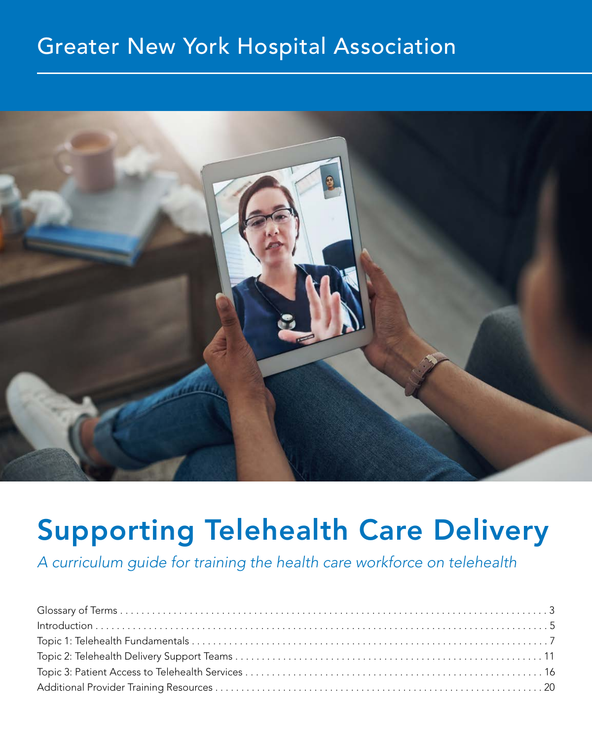Greater New York Hospital Association

# Supporting Telehealth Care Delivery

*A curriculum guide for training the health care workforce on telehealth*

Glossary of Terms . . . . . . . . . . 3
Introduction . . . . . . . . . . 5
Topic 1: Telehealth Fundamentals . . . . . . . . . . 7
Topic 2: Telehealth Delivery Support Teams . . . . . . . . . . 11
Topic 3: Patient Access to Telehealth Services . . . . . . . . . . 16
Additional Provider Training Resources . . . . . . . . . . 20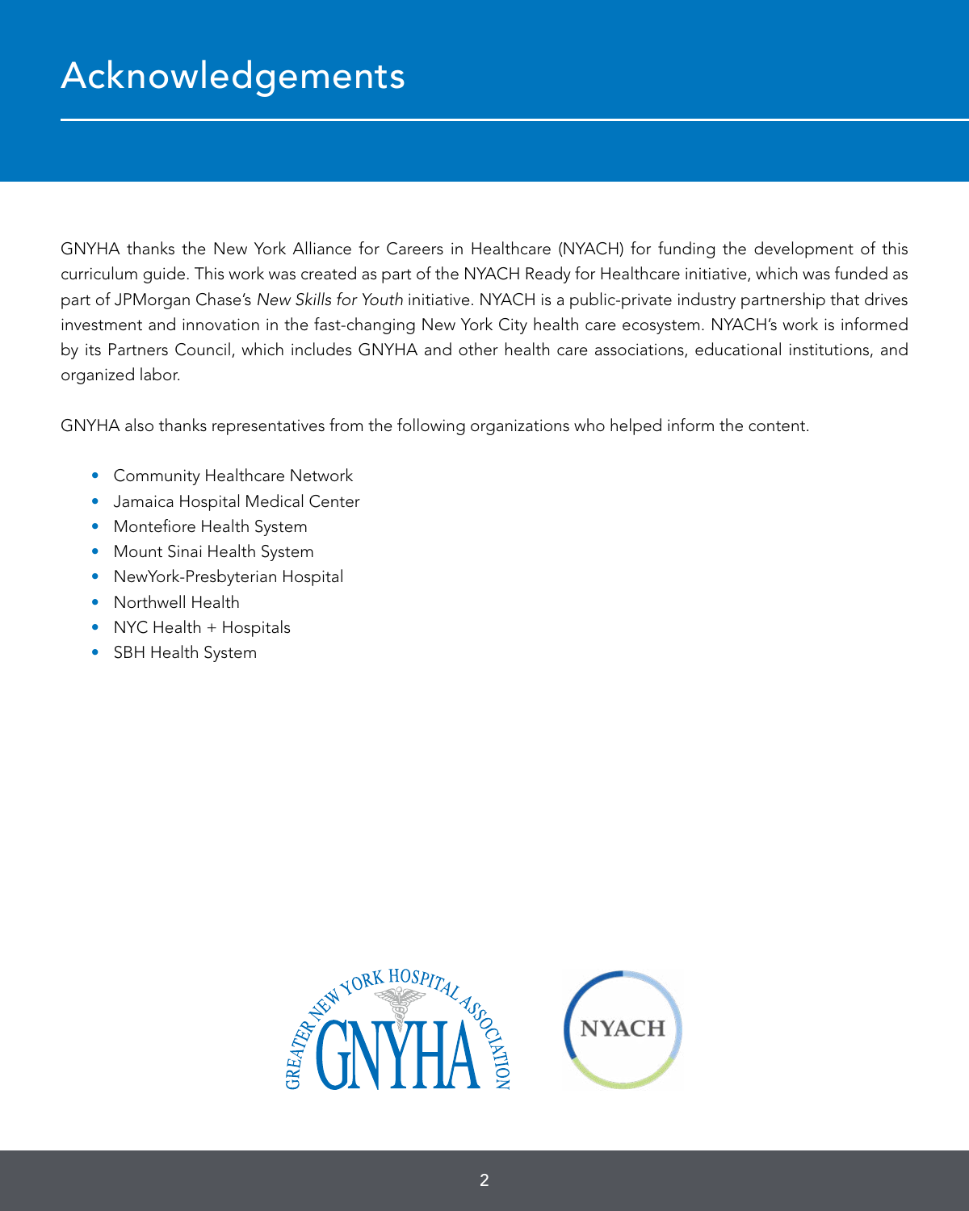# Acknowledgements

GNYHA thanks the New York Alliance for Careers in Healthcare (NYACH) for funding the development of this curriculum guide. This work was created as part of the NYACH Ready for Healthcare initiative, which was funded as part of JPMorgan Chase's *New Skills for Youth* initiative. NYACH is a public-private industry partnership that drives investment and innovation in the fast-changing New York City health care ecosystem. NYACH's work is informed by its Partners Council, which includes GNYHA and other health care associations, educational institutions, and organized labor.

GNYHA also thanks representatives from the following organizations who helped inform the content.

- Community Healthcare Network
- Jamaica Hospital Medical Center
- Montefiore Health System
- Mount Sinai Health System
- NewYork-Presbyterian Hospital
- Northwell Health
- NYC Health + Hospitals
- SBH Health System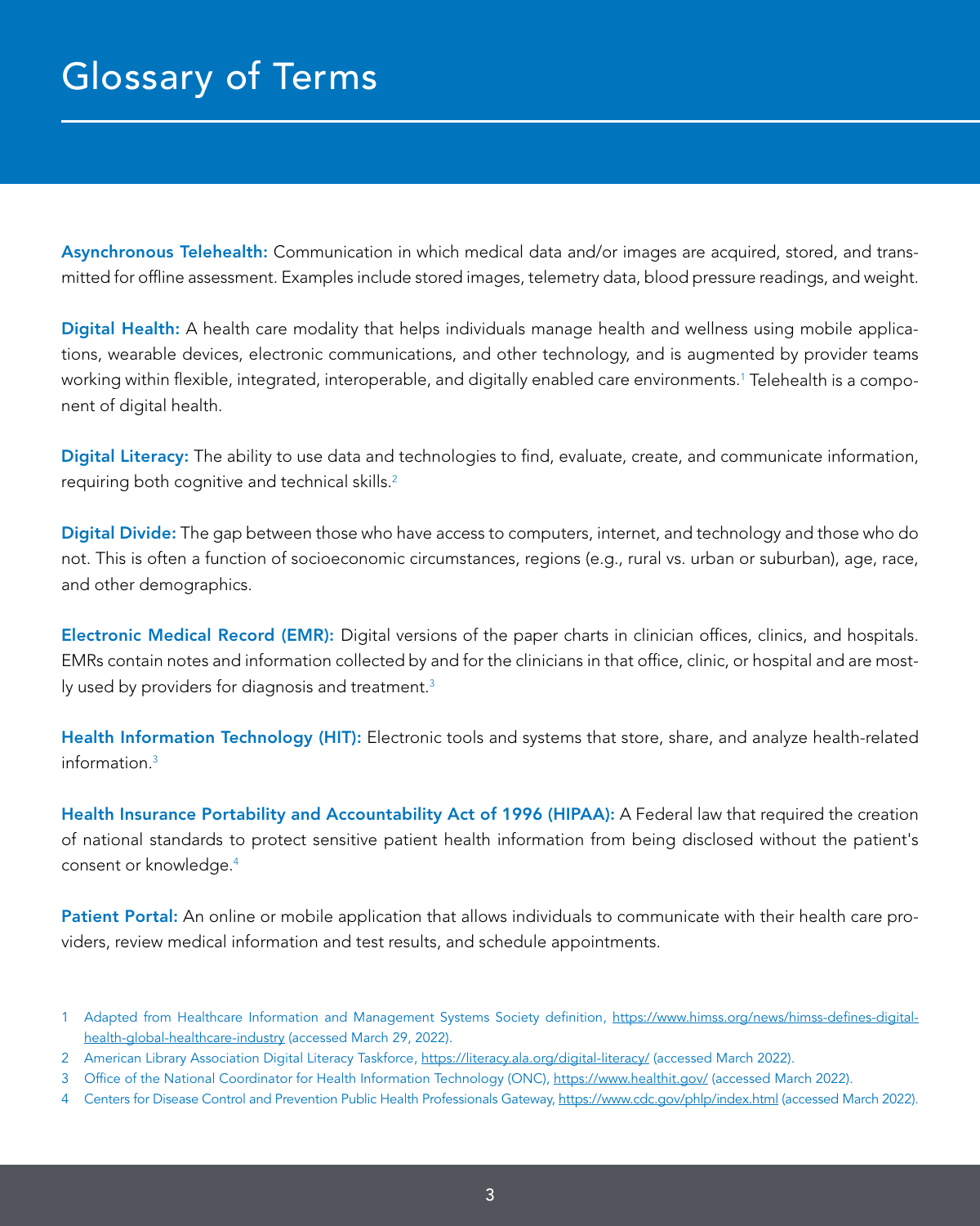# Glossary of Terms

**Asynchronous Telehealth:** Communication in which medical data and/or images are acquired, stored, and transmitted for offline assessment. Examples include stored images, telemetry data, blood pressure readings, and weight.

**Digital Health:** A health care modality that helps individuals manage health and wellness using mobile applications, wearable devices, electronic communications, and other technology, and is augmented by provider teams working within flexible, integrated, interoperable, and digitally enabled care environments.[1] Telehealth is a component of digital health.

**Digital Literacy:** The ability to use data and technologies to find, evaluate, create, and communicate information, requiring both cognitive and technical skills.[2]

**Digital Divide:** The gap between those who have access to computers, internet, and technology and those who do not. This is often a function of socioeconomic circumstances, regions (e.g., rural vs. urban or suburban), age, race, and other demographics.

**Electronic Medical Record (EMR):** Digital versions of the paper charts in clinician offices, clinics, and hospitals. EMRs contain notes and information collected by and for the clinicians in that office, clinic, or hospital and are mostly used by providers for diagnosis and treatment.[3]

**Health Information Technology (HIT):** Electronic tools and systems that store, share, and analyze health-related information.[3]

**Health Insurance Portability and Accountability Act of 1996 (HIPAA):** A Federal law that required the creation of national standards to protect sensitive patient health information from being disclosed without the patient's consent or knowledge.[4]

**Patient Portal:** An online or mobile application that allows individuals to communicate with their health care providers, review medical information and test results, and schedule appointments.

1 Adapted from Healthcare Information and Management Systems Society definition, https://www.himss.org/news/himss-defines-digital-health-global-healthcare-industry (accessed March 29, 2022).

2 American Library Association Digital Literacy Taskforce, https://literacy.ala.org/digital-literacy/ (accessed March 2022).

3 Office of the National Coordinator for Health Information Technology (ONC), https://www.healthit.gov/ (accessed March 2022).

4 Centers for Disease Control and Prevention Public Health Professionals Gateway, https://www.cdc.gov/phlp/index.html (accessed March 2022).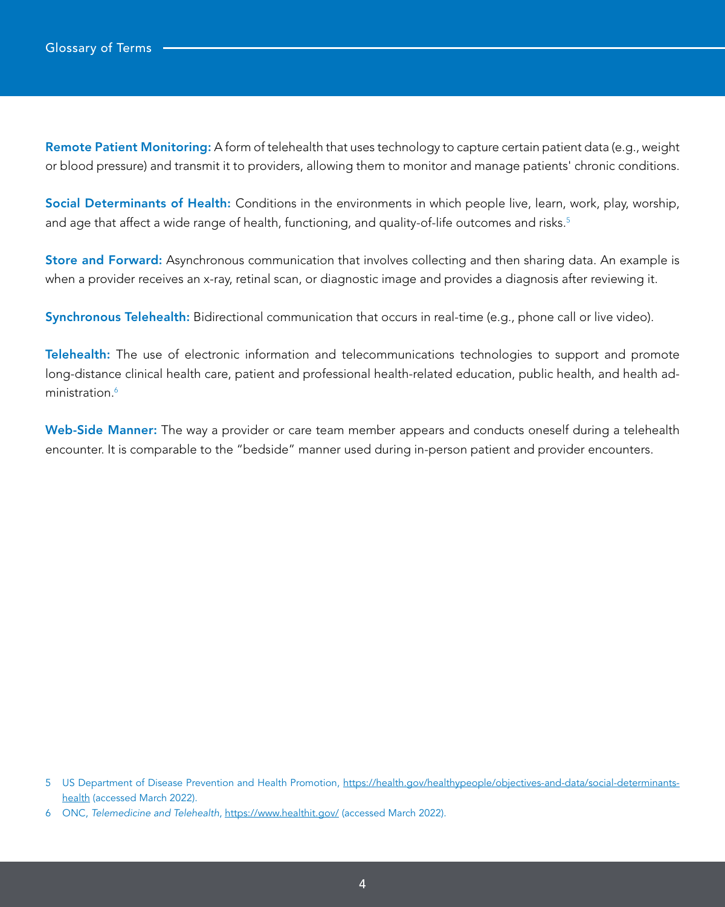**Remote Patient Monitoring:** A form of telehealth that uses technology to capture certain patient data (e.g., weight or blood pressure) and transmit it to providers, allowing them to monitor and manage patients' chronic conditions.

**Social Determinants of Health:** Conditions in the environments in which people live, learn, work, play, worship, and age that affect a wide range of health, functioning, and quality-of-life outcomes and risks.[5]

**Store and Forward:** Asynchronous communication that involves collecting and then sharing data. An example is when a provider receives an x-ray, retinal scan, or diagnostic image and provides a diagnosis after reviewing it.

**Synchronous Telehealth:** Bidirectional communication that occurs in real-time (e.g., phone call or live video).

**Telehealth:** The use of electronic information and telecommunications technologies to support and promote long-distance clinical health care, patient and professional health-related education, public health, and health administration.[6]

**Web-Side Manner:** The way a provider or care team member appears and conducts oneself during a telehealth encounter. It is comparable to the "bedside" manner used during in-person patient and provider encounters.

---

5 US Department of Disease Prevention and Health Promotion, https://health.gov/healthypeople/objectives-and-data/social-determinants-health (accessed March 2022).

6 ONC, *Telemedicine and Telehealth*, https://www.healthit.gov/ (accessed March 2022).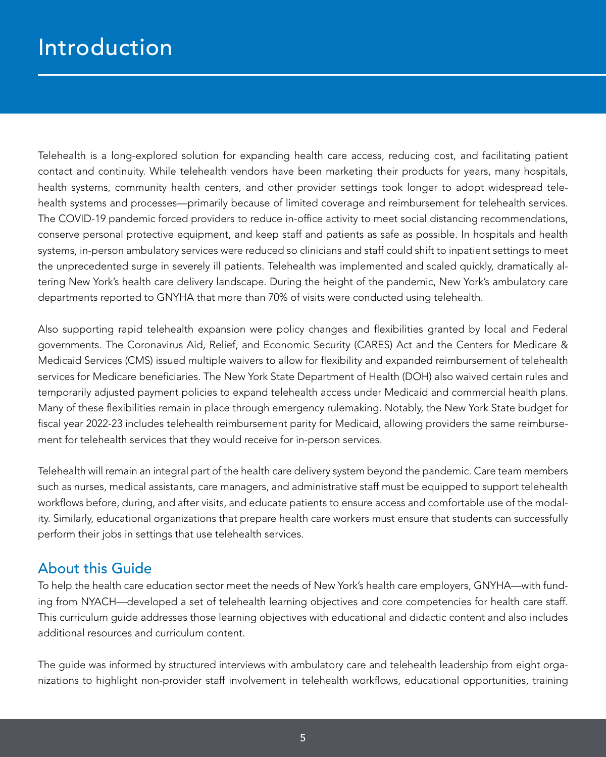# Introduction

Telehealth is a long-explored solution for expanding health care access, reducing cost, and facilitating patient contact and continuity. While telehealth vendors have been marketing their products for years, many hospitals, health systems, community health centers, and other provider settings took longer to adopt widespread telehealth systems and processes—primarily because of limited coverage and reimbursement for telehealth services. The COVID-19 pandemic forced providers to reduce in-office activity to meet social distancing recommendations, conserve personal protective equipment, and keep staff and patients as safe as possible. In hospitals and health systems, in-person ambulatory services were reduced so clinicians and staff could shift to inpatient settings to meet the unprecedented surge in severely ill patients. Telehealth was implemented and scaled quickly, dramatically altering New York's health care delivery landscape. During the height of the pandemic, New York's ambulatory care departments reported to GNYHA that more than 70% of visits were conducted using telehealth.

Also supporting rapid telehealth expansion were policy changes and flexibilities granted by local and Federal governments. The Coronavirus Aid, Relief, and Economic Security (CARES) Act and the Centers for Medicare & Medicaid Services (CMS) issued multiple waivers to allow for flexibility and expanded reimbursement of telehealth services for Medicare beneficiaries. The New York State Department of Health (DOH) also waived certain rules and temporarily adjusted payment policies to expand telehealth access under Medicaid and commercial health plans. Many of these flexibilities remain in place through emergency rulemaking. Notably, the New York State budget for fiscal year 2022-23 includes telehealth reimbursement parity for Medicaid, allowing providers the same reimbursement for telehealth services that they would receive for in-person services.

Telehealth will remain an integral part of the health care delivery system beyond the pandemic. Care team members such as nurses, medical assistants, care managers, and administrative staff must be equipped to support telehealth workflows before, during, and after visits, and educate patients to ensure access and comfortable use of the modality. Similarly, educational organizations that prepare health care workers must ensure that students can successfully perform their jobs in settings that use telehealth services.

## About this Guide

To help the health care education sector meet the needs of New York's health care employers, GNYHA—with funding from NYACH—developed a set of telehealth learning objectives and core competencies for health care staff. This curriculum guide addresses those learning objectives with educational and didactic content and also includes additional resources and curriculum content.

The guide was informed by structured interviews with ambulatory care and telehealth leadership from eight organizations to highlight non-provider staff involvement in telehealth workflows, educational opportunities, training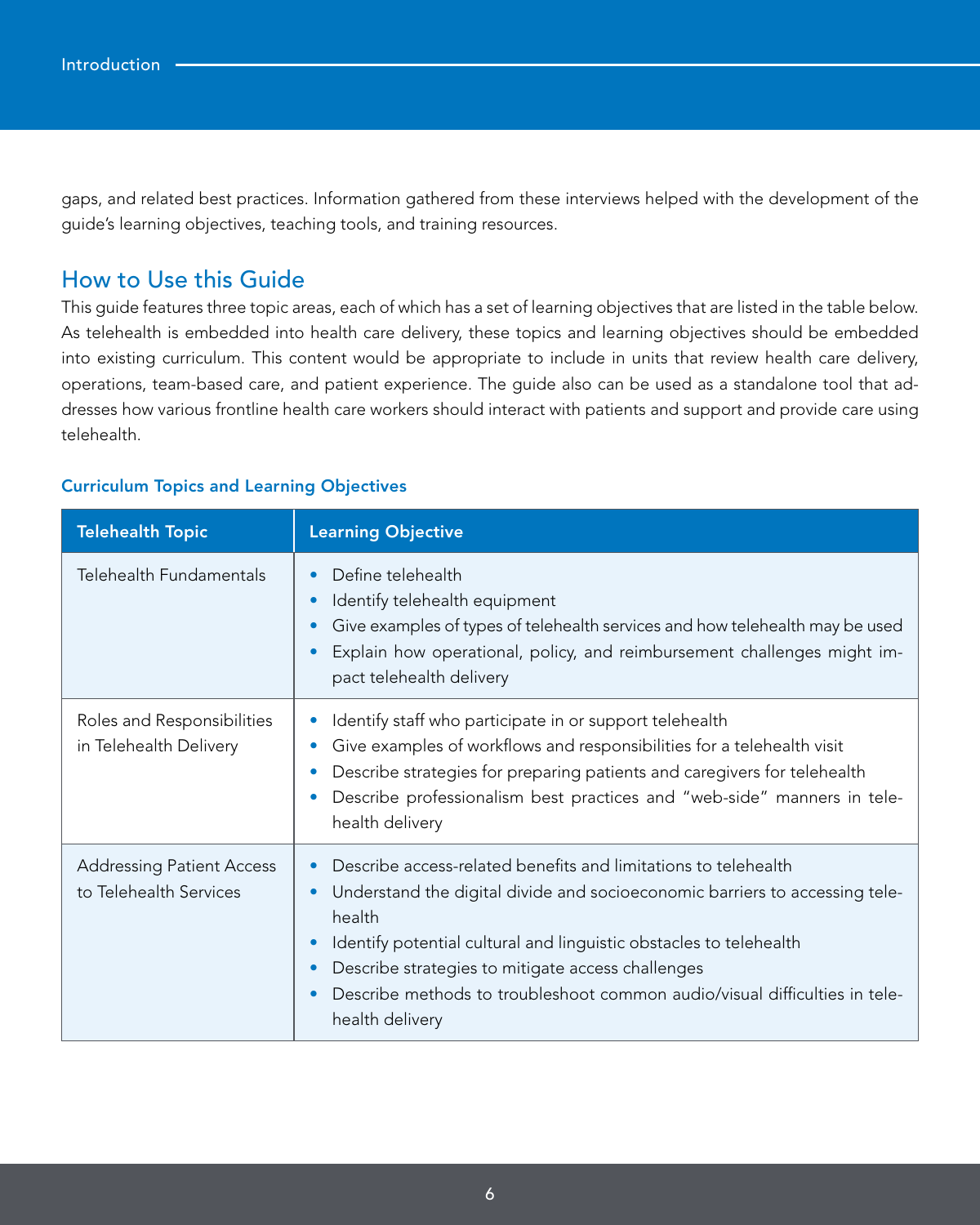gaps, and related best practices. Information gathered from these interviews helped with the development of the guide's learning objectives, teaching tools, and training resources.

## How to Use this Guide

This guide features three topic areas, each of which has a set of learning objectives that are listed in the table below. As telehealth is embedded into health care delivery, these topics and learning objectives should be embedded into existing curriculum. This content would be appropriate to include in units that review health care delivery, operations, team-based care, and patient experience. The guide also can be used as a standalone tool that addresses how various frontline health care workers should interact with patients and support and provide care using telehealth.

### Curriculum Topics and Learning Objectives

| Telehealth Topic | Learning Objective |
| --- | --- |
| Telehealth Fundamentals | • Define telehealth<br>• Identify telehealth equipment<br>• Give examples of types of telehealth services and how telehealth may be used<br>• Explain how operational, policy, and reimbursement challenges might impact telehealth delivery |
| Roles and Responsibilities in Telehealth Delivery | • Identify staff who participate in or support telehealth<br>• Give examples of workflows and responsibilities for a telehealth visit<br>• Describe strategies for preparing patients and caregivers for telehealth<br>• Describe professionalism best practices and "web-side" manners in telehealth delivery |
| Addressing Patient Access to Telehealth Services | • Describe access-related benefits and limitations to telehealth<br>• Understand the digital divide and socioeconomic barriers to accessing telehealth<br>• Identify potential cultural and linguistic obstacles to telehealth<br>• Describe strategies to mitigate access challenges<br>• Describe methods to troubleshoot common audio/visual difficulties in telehealth delivery |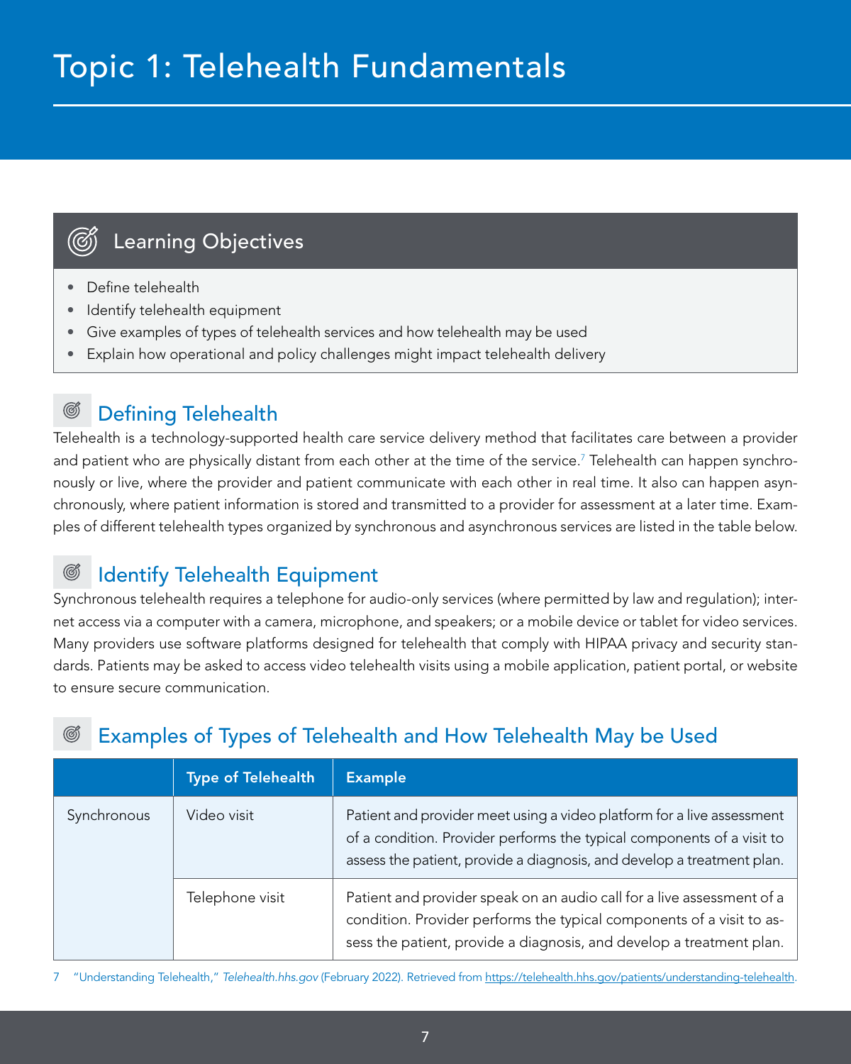# Topic 1: Telehealth Fundamentals

## Learning Objectives

- Define telehealth
- Identify telehealth equipment
- Give examples of types of telehealth services and how telehealth may be used
- Explain how operational and policy challenges might impact telehealth delivery

## Defining Telehealth

Telehealth is a technology-supported health care service delivery method that facilitates care between a provider and patient who are physically distant from each other at the time of the service.[7] Telehealth can happen synchronously or live, where the provider and patient communicate with each other in real time. It also can happen asynchronously, where patient information is stored and transmitted to a provider for assessment at a later time. Examples of different telehealth types organized by synchronous and asynchronous services are listed in the table below.

## Identify Telehealth Equipment

Synchronous telehealth requires a telephone for audio-only services (where permitted by law and regulation); internet access via a computer with a camera, microphone, and speakers; or a mobile device or tablet for video services. Many providers use software platforms designed for telehealth that comply with HIPAA privacy and security standards. Patients may be asked to access video telehealth visits using a mobile application, patient portal, or website to ensure secure communication.

## Examples of Types of Telehealth and How Telehealth May be Used

| | Type of Telehealth | Example |
|---|---|---|
| Synchronous | Video visit | Patient and provider meet using a video platform for a live assessment of a condition. Provider performs the typical components of a visit to assess the patient, provide a diagnosis, and develop a treatment plan. |
| | Telephone visit | Patient and provider speak on an audio call for a live assessment of a condition. Provider performs the typical components of a visit to assess the patient, provide a diagnosis, and develop a treatment plan. |

7 "Understanding Telehealth," *Telehealth.hhs.gov* (February 2022). Retrieved from https://telehealth.hhs.gov/patients/understanding-telehealth.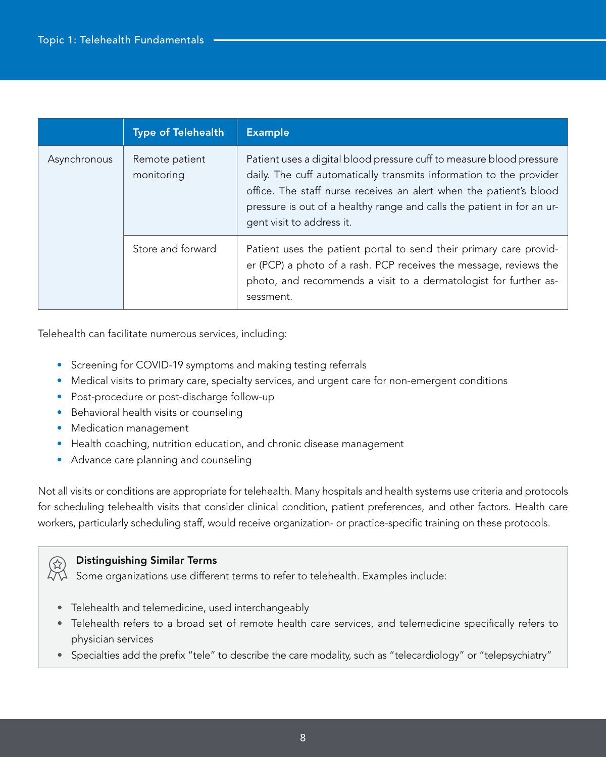|  | Type of Telehealth | Example |
| --- | --- | --- |
| Asynchronous | Remote patient monitoring | Patient uses a digital blood pressure cuff to measure blood pressure daily. The cuff automatically transmits information to the provider office. The staff nurse receives an alert when the patient's blood pressure is out of a healthy range and calls the patient in for an urgent visit to address it. |
|  | Store and forward | Patient uses the patient portal to send their primary care provider (PCP) a photo of a rash. PCP receives the message, reviews the photo, and recommends a visit to a dermatologist for further assessment. |

Telehealth can facilitate numerous services, including:

- Screening for COVID-19 symptoms and making testing referrals
- Medical visits to primary care, specialty services, and urgent care for non-emergent conditions
- Post-procedure or post-discharge follow-up
- Behavioral health visits or counseling
- Medication management
- Health coaching, nutrition education, and chronic disease management
- Advance care planning and counseling

Not all visits or conditions are appropriate for telehealth. Many hospitals and health systems use criteria and protocols for scheduling telehealth visits that consider clinical condition, patient preferences, and other factors. Health care workers, particularly scheduling staff, would receive organization- or practice-specific training on these protocols.

**Distinguishing Similar Terms**

Some organizations use different terms to refer to telehealth. Examples include:

- Telehealth and telemedicine, used interchangeably
- Telehealth refers to a broad set of remote health care services, and telemedicine specifically refers to physician services
- Specialties add the prefix "tele" to describe the care modality, such as "telecardiology" or "telepsychiatry"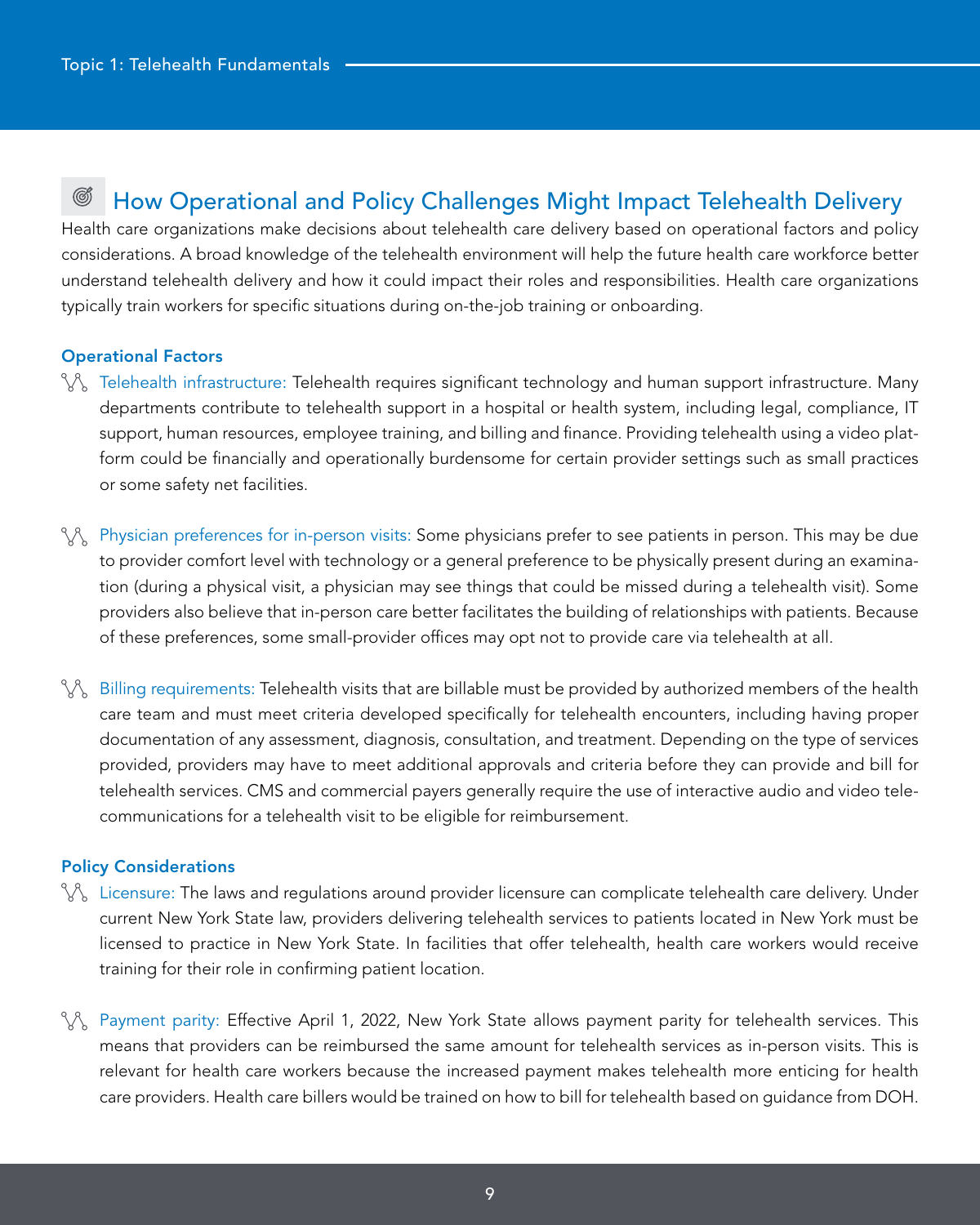## How Operational and Policy Challenges Might Impact Telehealth Delivery

Health care organizations make decisions about telehealth care delivery based on operational factors and policy considerations. A broad knowledge of the telehealth environment will help the future health care workforce better understand telehealth delivery and how it could impact their roles and responsibilities. Health care organizations typically train workers for specific situations during on-the-job training or onboarding.

### Operational Factors

- Telehealth infrastructure: Telehealth requires significant technology and human support infrastructure. Many departments contribute to telehealth support in a hospital or health system, including legal, compliance, IT support, human resources, employee training, and billing and finance. Providing telehealth using a video platform could be financially and operationally burdensome for certain provider settings such as small practices or some safety net facilities.

- Physician preferences for in-person visits: Some physicians prefer to see patients in person. This may be due to provider comfort level with technology or a general preference to be physically present during an examination (during a physical visit, a physician may see things that could be missed during a telehealth visit). Some providers also believe that in-person care better facilitates the building of relationships with patients. Because of these preferences, some small-provider offices may opt not to provide care via telehealth at all.

- Billing requirements: Telehealth visits that are billable must be provided by authorized members of the health care team and must meet criteria developed specifically for telehealth encounters, including having proper documentation of any assessment, diagnosis, consultation, and treatment. Depending on the type of services provided, providers may have to meet additional approvals and criteria before they can provide and bill for telehealth services. CMS and commercial payers generally require the use of interactive audio and video telecommunications for a telehealth visit to be eligible for reimbursement.

### Policy Considerations

- Licensure: The laws and regulations around provider licensure can complicate telehealth care delivery. Under current New York State law, providers delivering telehealth services to patients located in New York must be licensed to practice in New York State. In facilities that offer telehealth, health care workers would receive training for their role in confirming patient location.

- Payment parity: Effective April 1, 2022, New York State allows payment parity for telehealth services. This means that providers can be reimbursed the same amount for telehealth services as in-person visits. This is relevant for health care workers because the increased payment makes telehealth more enticing for health care providers. Health care billers would be trained on how to bill for telehealth based on guidance from DOH.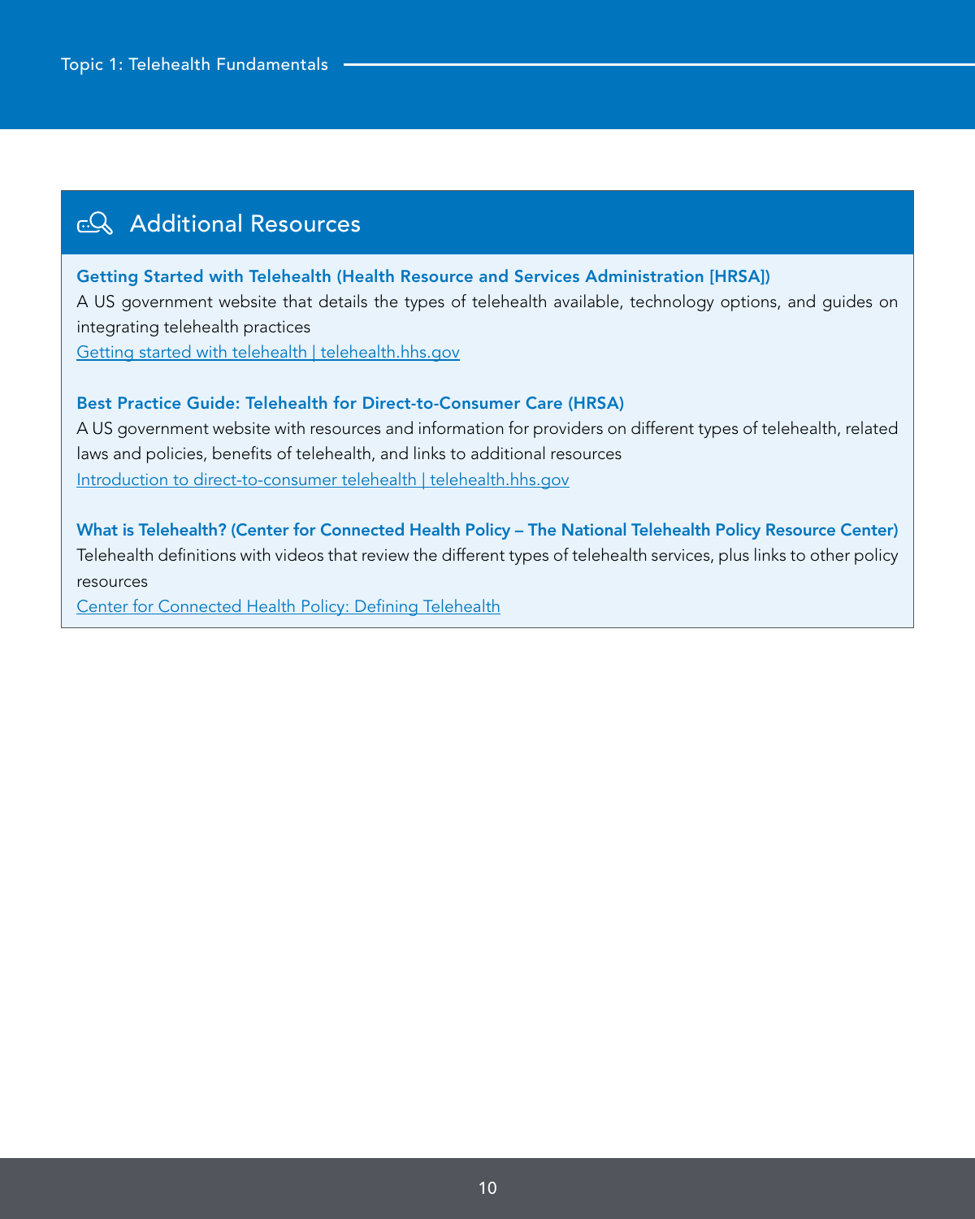## Additional Resources

**Getting Started with Telehealth (Health Resource and Services Administration [HRSA])**
A US government website that details the types of telehealth available, technology options, and guides on integrating telehealth practices
Getting started with telehealth | telehealth.hhs.gov

**Best Practice Guide: Telehealth for Direct-to-Consumer Care (HRSA)**
A US government website with resources and information for providers on different types of telehealth, related laws and policies, benefits of telehealth, and links to additional resources
Introduction to direct-to-consumer telehealth | telehealth.hhs.gov

**What is Telehealth? (Center for Connected Health Policy – The National Telehealth Policy Resource Center)**
Telehealth definitions with videos that review the different types of telehealth services, plus links to other policy resources
Center for Connected Health Policy: Defining Telehealth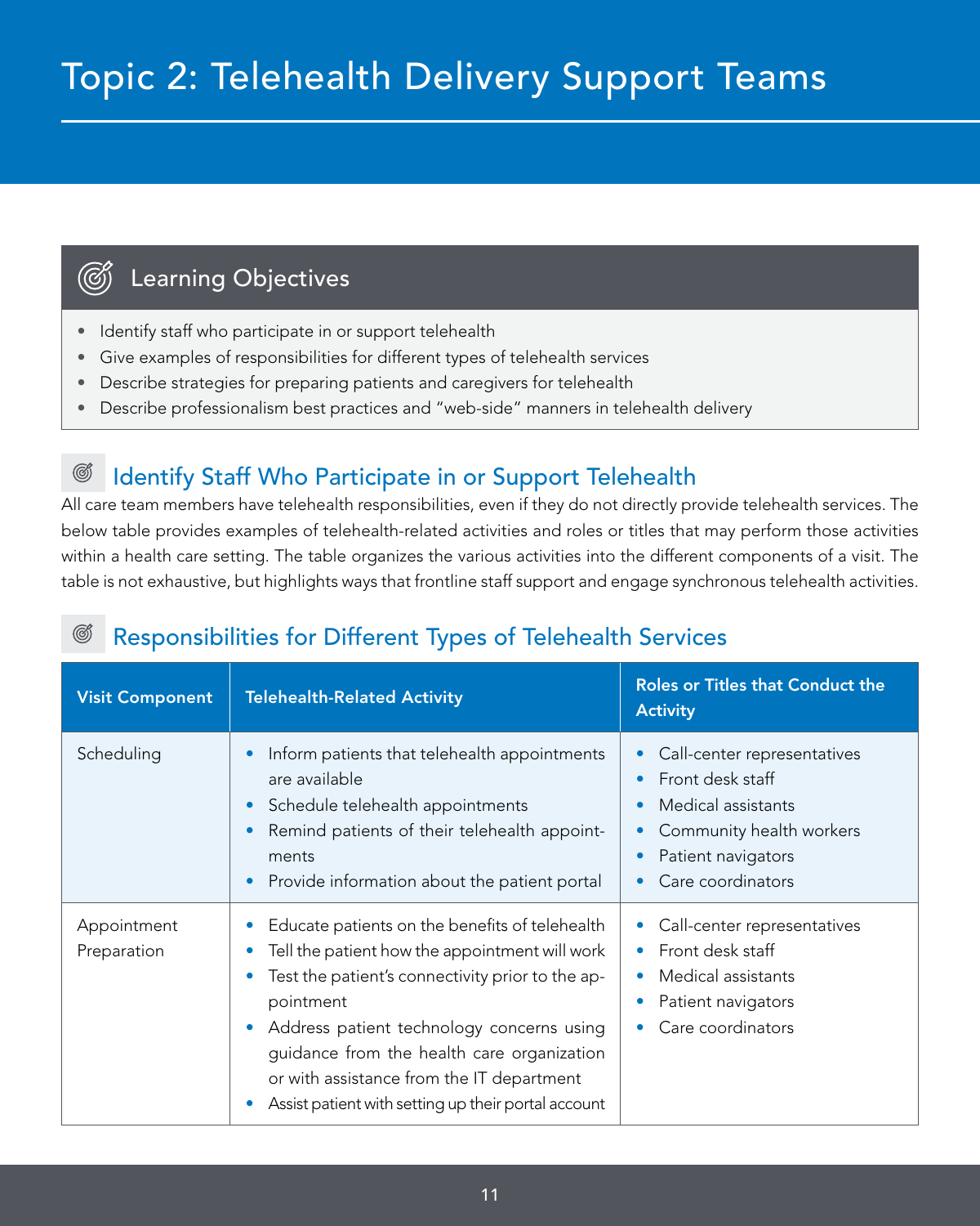# Topic 2: Telehealth Delivery Support Teams

## Learning Objectives

- Identify staff who participate in or support telehealth
- Give examples of responsibilities for different types of telehealth services
- Describe strategies for preparing patients and caregivers for telehealth
- Describe professionalism best practices and "web-side" manners in telehealth delivery

## Identify Staff Who Participate in or Support Telehealth

All care team members have telehealth responsibilities, even if they do not directly provide telehealth services. The below table provides examples of telehealth-related activities and roles or titles that may perform those activities within a health care setting. The table organizes the various activities into the different components of a visit. The table is not exhaustive, but highlights ways that frontline staff support and engage synchronous telehealth activities.

## Responsibilities for Different Types of Telehealth Services

| Visit Component | Telehealth-Related Activity | Roles or Titles that Conduct the Activity |
|---|---|---|
| Scheduling | • Inform patients that telehealth appointments are available<br>• Schedule telehealth appointments<br>• Remind patients of their telehealth appointments<br>• Provide information about the patient portal | • Call-center representatives<br>• Front desk staff<br>• Medical assistants<br>• Community health workers<br>• Patient navigators<br>• Care coordinators |
| Appointment Preparation | • Educate patients on the benefits of telehealth<br>• Tell the patient how the appointment will work<br>• Test the patient's connectivity prior to the appointment<br>• Address patient technology concerns using guidance from the health care organization or with assistance from the IT department<br>• Assist patient with setting up their portal account | • Call-center representatives<br>• Front desk staff<br>• Medical assistants<br>• Patient navigators<br>• Care coordinators |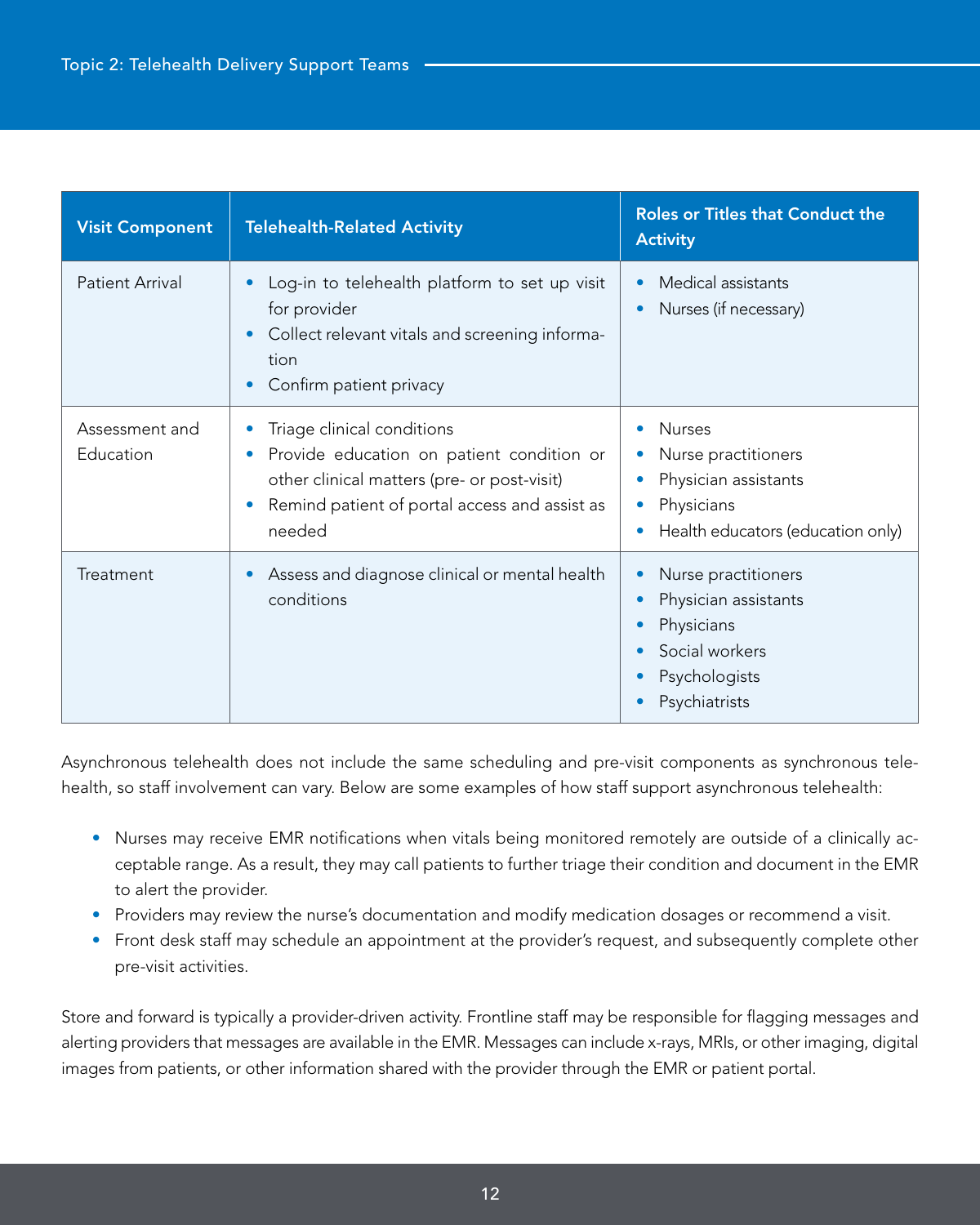| Visit Component | Telehealth-Related Activity | Roles or Titles that Conduct the Activity |
|---|---|---|
| Patient Arrival | • Log-in to telehealth platform to set up visit for provider<br>• Collect relevant vitals and screening information<br>• Confirm patient privacy | • Medical assistants<br>• Nurses (if necessary) |
| Assessment and Education | • Triage clinical conditions<br>• Provide education on patient condition or other clinical matters (pre- or post-visit)<br>• Remind patient of portal access and assist as needed | • Nurses<br>• Nurse practitioners<br>• Physician assistants<br>• Physicians<br>• Health educators (education only) |
| Treatment | • Assess and diagnose clinical or mental health conditions | • Nurse practitioners<br>• Physician assistants<br>• Physicians<br>• Social workers<br>• Psychologists<br>• Psychiatrists |

Asynchronous telehealth does not include the same scheduling and pre-visit components as synchronous telehealth, so staff involvement can vary. Below are some examples of how staff support asynchronous telehealth:

- Nurses may receive EMR notifications when vitals being monitored remotely are outside of a clinically acceptable range. As a result, they may call patients to further triage their condition and document in the EMR to alert the provider.
- Providers may review the nurse's documentation and modify medication dosages or recommend a visit.
- Front desk staff may schedule an appointment at the provider's request, and subsequently complete other pre-visit activities.

Store and forward is typically a provider-driven activity. Frontline staff may be responsible for flagging messages and alerting providers that messages are available in the EMR. Messages can include x-rays, MRIs, or other imaging, digital images from patients, or other information shared with the provider through the EMR or patient portal.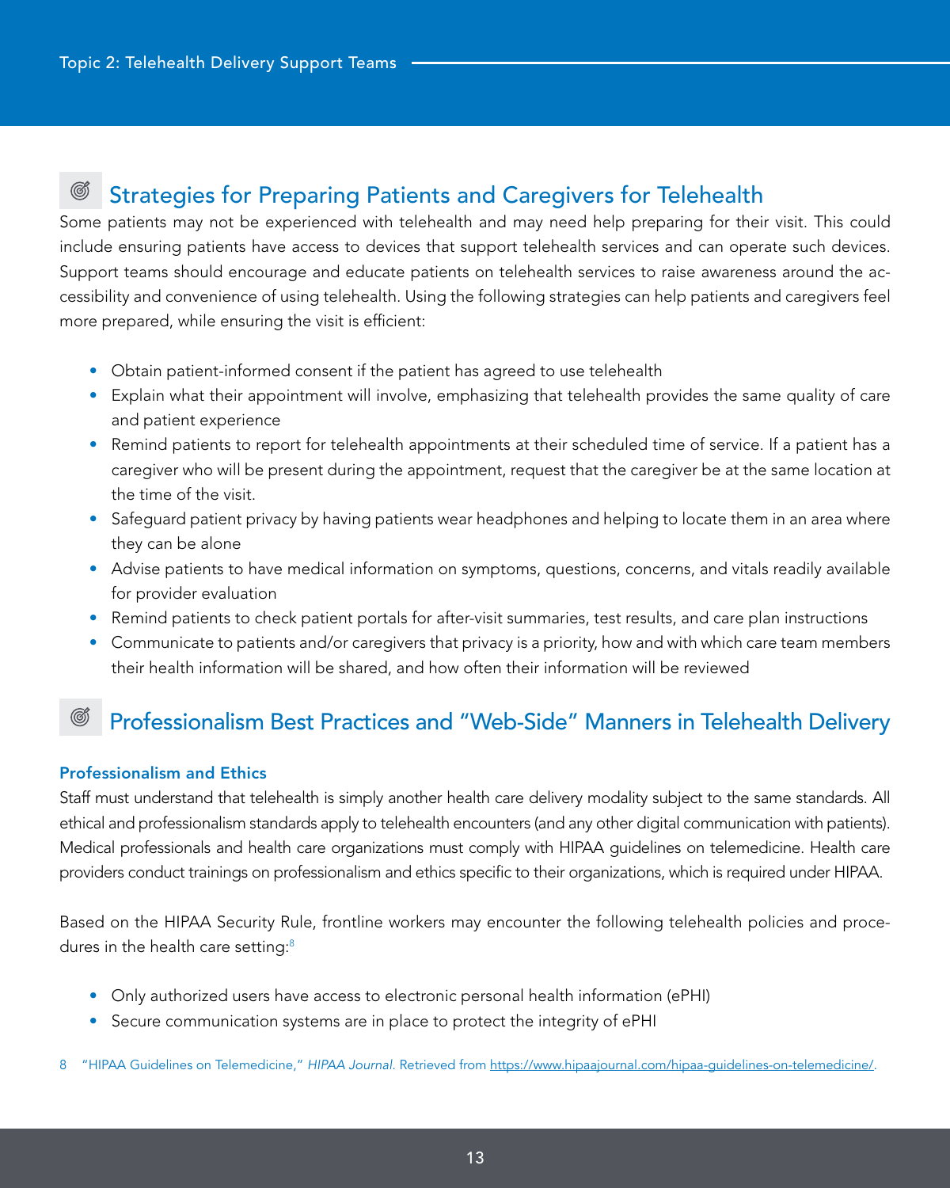## Strategies for Preparing Patients and Caregivers for Telehealth

Some patients may not be experienced with telehealth and may need help preparing for their visit. This could include ensuring patients have access to devices that support telehealth services and can operate such devices. Support teams should encourage and educate patients on telehealth services to raise awareness around the accessibility and convenience of using telehealth. Using the following strategies can help patients and caregivers feel more prepared, while ensuring the visit is efficient:

- Obtain patient-informed consent if the patient has agreed to use telehealth
- Explain what their appointment will involve, emphasizing that telehealth provides the same quality of care and patient experience
- Remind patients to report for telehealth appointments at their scheduled time of service. If a patient has a caregiver who will be present during the appointment, request that the caregiver be at the same location at the time of the visit.
- Safeguard patient privacy by having patients wear headphones and helping to locate them in an area where they can be alone
- Advise patients to have medical information on symptoms, questions, concerns, and vitals readily available for provider evaluation
- Remind patients to check patient portals for after-visit summaries, test results, and care plan instructions
- Communicate to patients and/or caregivers that privacy is a priority, how and with which care team members their health information will be shared, and how often their information will be reviewed

## Professionalism Best Practices and "Web-Side" Manners in Telehealth Delivery

### Professionalism and Ethics

Staff must understand that telehealth is simply another health care delivery modality subject to the same standards. All ethical and professionalism standards apply to telehealth encounters (and any other digital communication with patients). Medical professionals and health care organizations must comply with HIPAA guidelines on telemedicine. Health care providers conduct trainings on professionalism and ethics specific to their organizations, which is required under HIPAA.

Based on the HIPAA Security Rule, frontline workers may encounter the following telehealth policies and procedures in the health care setting:[8]

- Only authorized users have access to electronic personal health information (ePHI)
- Secure communication systems are in place to protect the integrity of ePHI

8 "HIPAA Guidelines on Telemedicine," *HIPAA Journal*. Retrieved from https://www.hipaajournal.com/hipaa-guidelines-on-telemedicine/.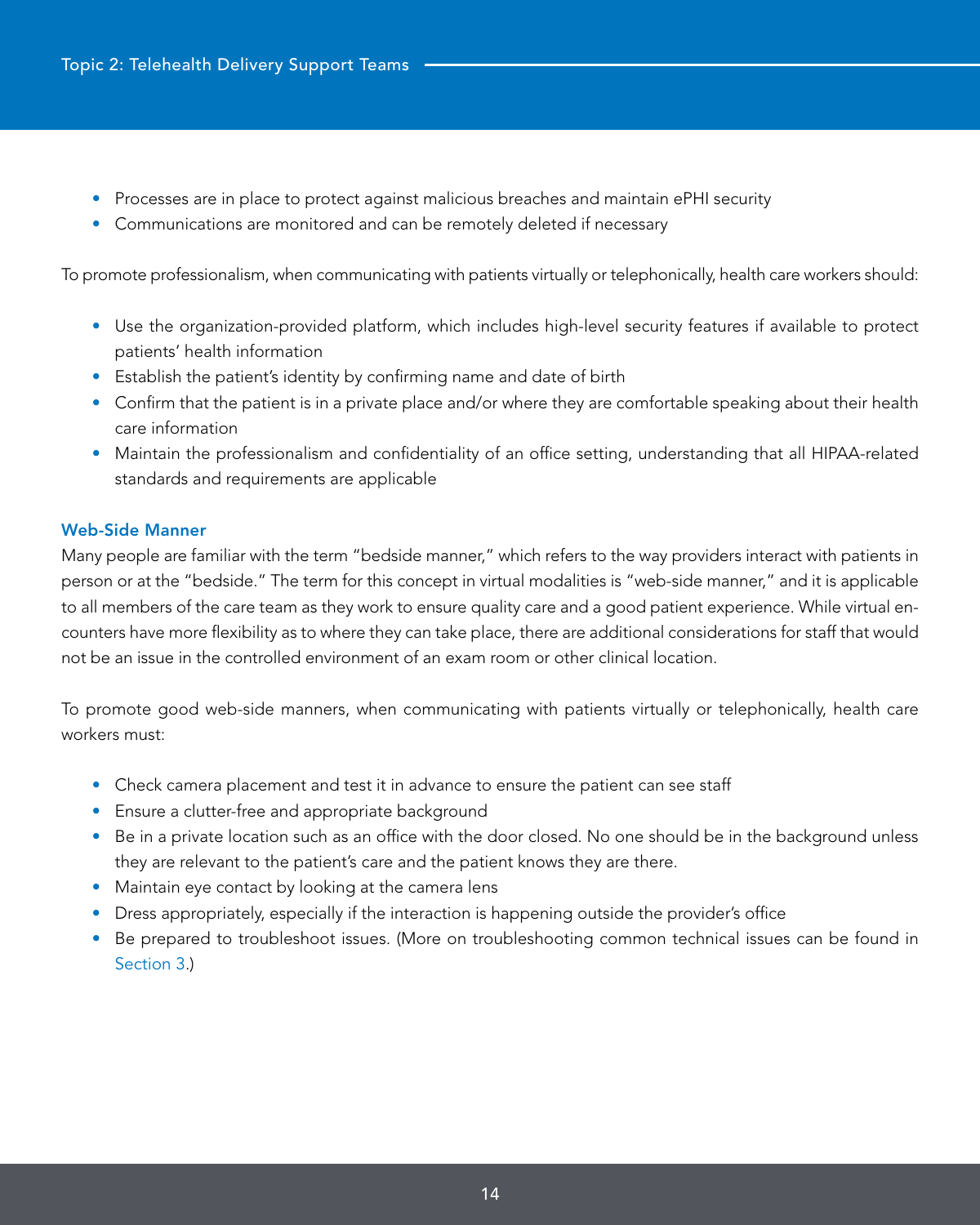- Processes are in place to protect against malicious breaches and maintain ePHI security
- Communications are monitored and can be remotely deleted if necessary

To promote professionalism, when communicating with patients virtually or telephonically, health care workers should:

- Use the organization-provided platform, which includes high-level security features if available to protect patients' health information
- Establish the patient's identity by confirming name and date of birth
- Confirm that the patient is in a private place and/or where they are comfortable speaking about their health care information
- Maintain the professionalism and confidentiality of an office setting, understanding that all HIPAA-related standards and requirements are applicable

### Web-Side Manner

Many people are familiar with the term "bedside manner," which refers to the way providers interact with patients in person or at the "bedside." The term for this concept in virtual modalities is "web-side manner," and it is applicable to all members of the care team as they work to ensure quality care and a good patient experience. While virtual encounters have more flexibility as to where they can take place, there are additional considerations for staff that would not be an issue in the controlled environment of an exam room or other clinical location.

To promote good web-side manners, when communicating with patients virtually or telephonically, health care workers must:

- Check camera placement and test it in advance to ensure the patient can see staff
- Ensure a clutter-free and appropriate background
- Be in a private location such as an office with the door closed. No one should be in the background unless they are relevant to the patient's care and the patient knows they are there.
- Maintain eye contact by looking at the camera lens
- Dress appropriately, especially if the interaction is happening outside the provider's office
- Be prepared to troubleshoot issues. (More on troubleshooting common technical issues can be found in Section 3.)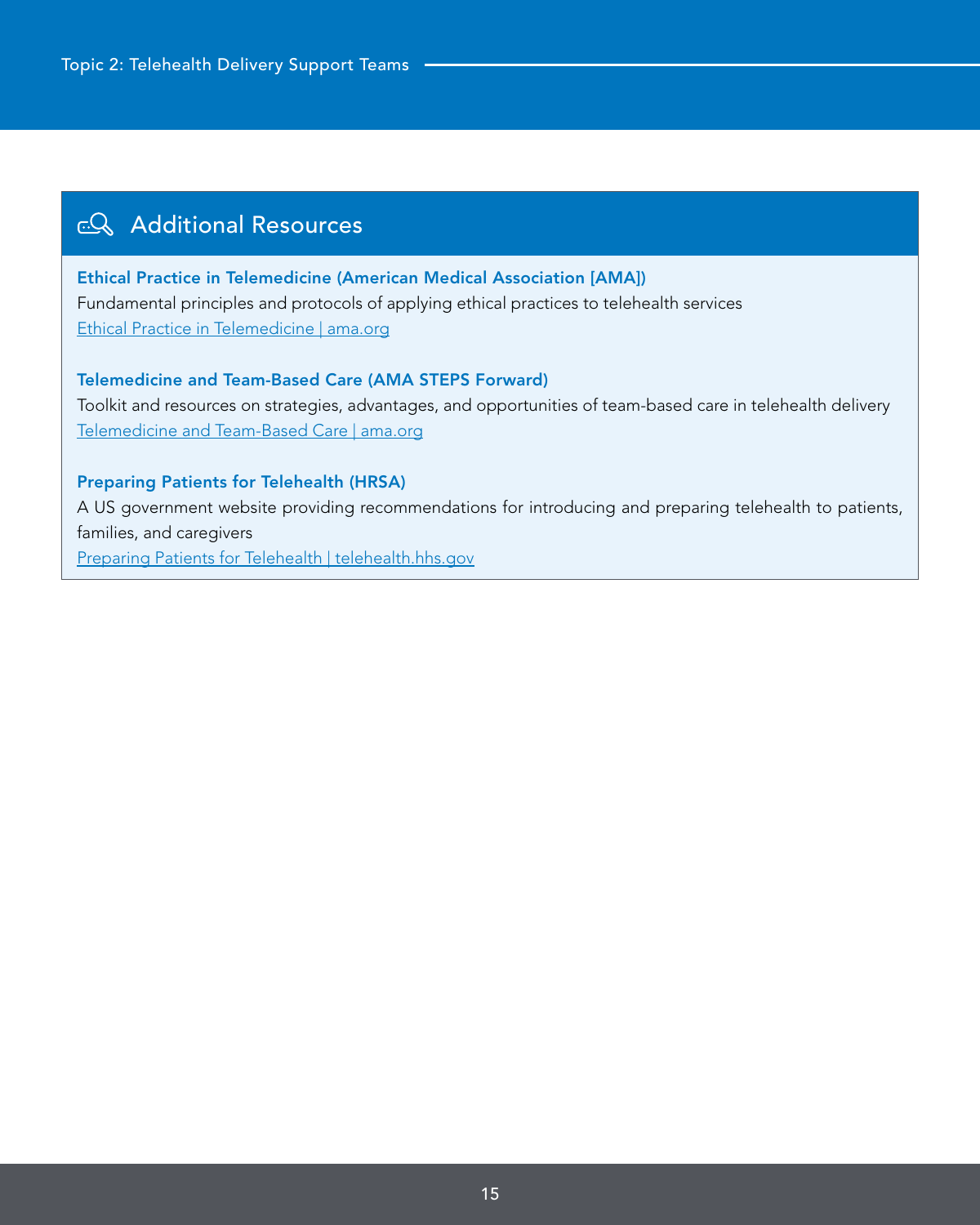## Additional Resources

**Ethical Practice in Telemedicine (American Medical Association [AMA])**

Fundamental principles and protocols of applying ethical practices to telehealth services

Ethical Practice in Telemedicine | ama.org

**Telemedicine and Team-Based Care (AMA STEPS Forward)**

Toolkit and resources on strategies, advantages, and opportunities of team-based care in telehealth delivery

Telemedicine and Team-Based Care | ama.org

**Preparing Patients for Telehealth (HRSA)**

A US government website providing recommendations for introducing and preparing telehealth to patients, families, and caregivers

Preparing Patients for Telehealth | telehealth.hhs.gov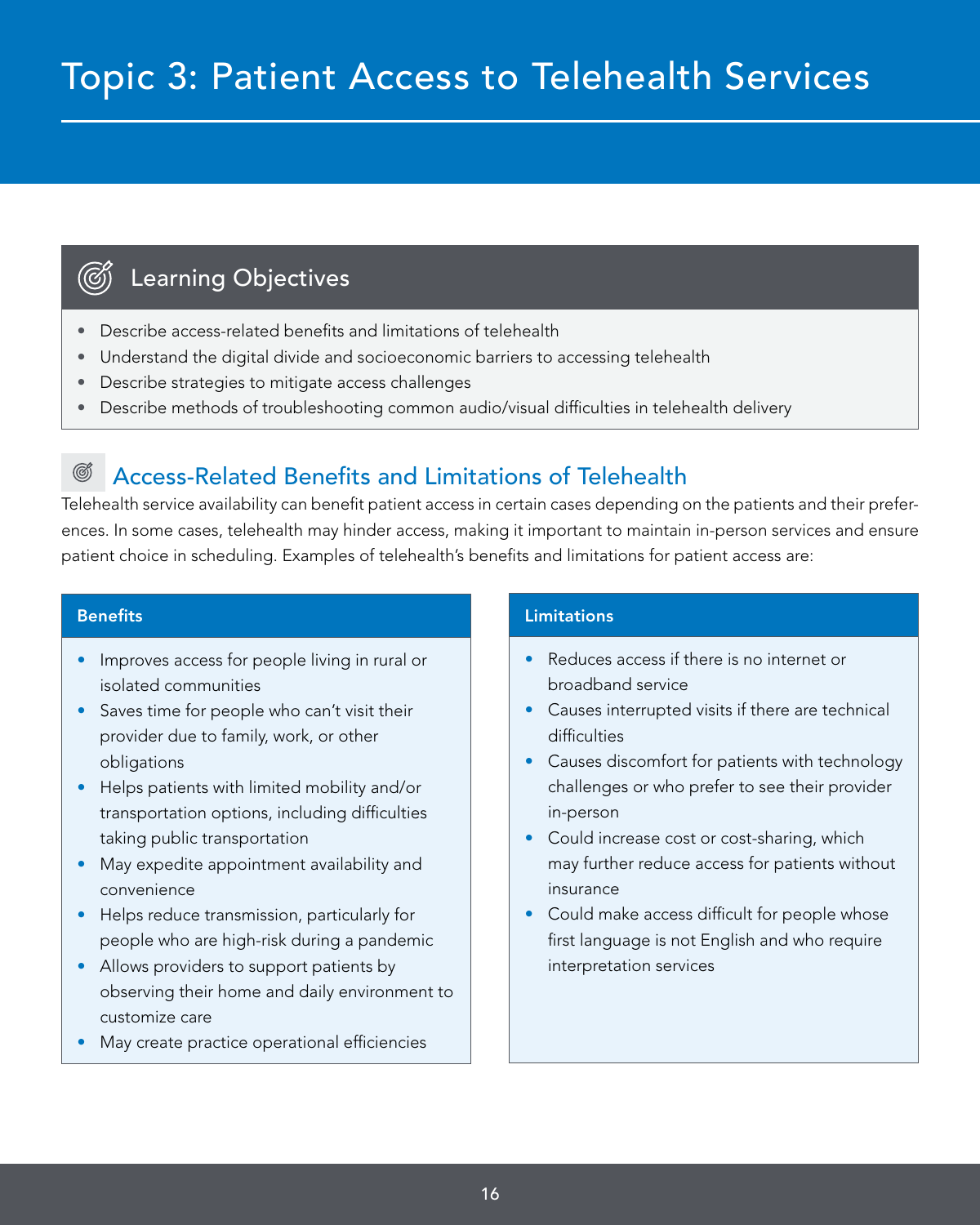# Topic 3: Patient Access to Telehealth Services

## Learning Objectives

- Describe access-related benefits and limitations of telehealth
- Understand the digital divide and socioeconomic barriers to accessing telehealth
- Describe strategies to mitigate access challenges
- Describe methods of troubleshooting common audio/visual difficulties in telehealth delivery

## Access-Related Benefits and Limitations of Telehealth

Telehealth service availability can benefit patient access in certain cases depending on the patients and their preferences. In some cases, telehealth may hinder access, making it important to maintain in-person services and ensure patient choice in scheduling. Examples of telehealth's benefits and limitations for patient access are:

**Benefits**

- Improves access for people living in rural or isolated communities
- Saves time for people who can't visit their provider due to family, work, or other obligations
- Helps patients with limited mobility and/or transportation options, including difficulties taking public transportation
- May expedite appointment availability and convenience
- Helps reduce transmission, particularly for people who are high-risk during a pandemic
- Allows providers to support patients by observing their home and daily environment to customize care
- May create practice operational efficiencies

**Limitations**

- Reduces access if there is no internet or broadband service
- Causes interrupted visits if there are technical difficulties
- Causes discomfort for patients with technology challenges or who prefer to see their provider in-person
- Could increase cost or cost-sharing, which may further reduce access for patients without insurance
- Could make access difficult for people whose first language is not English and who require interpretation services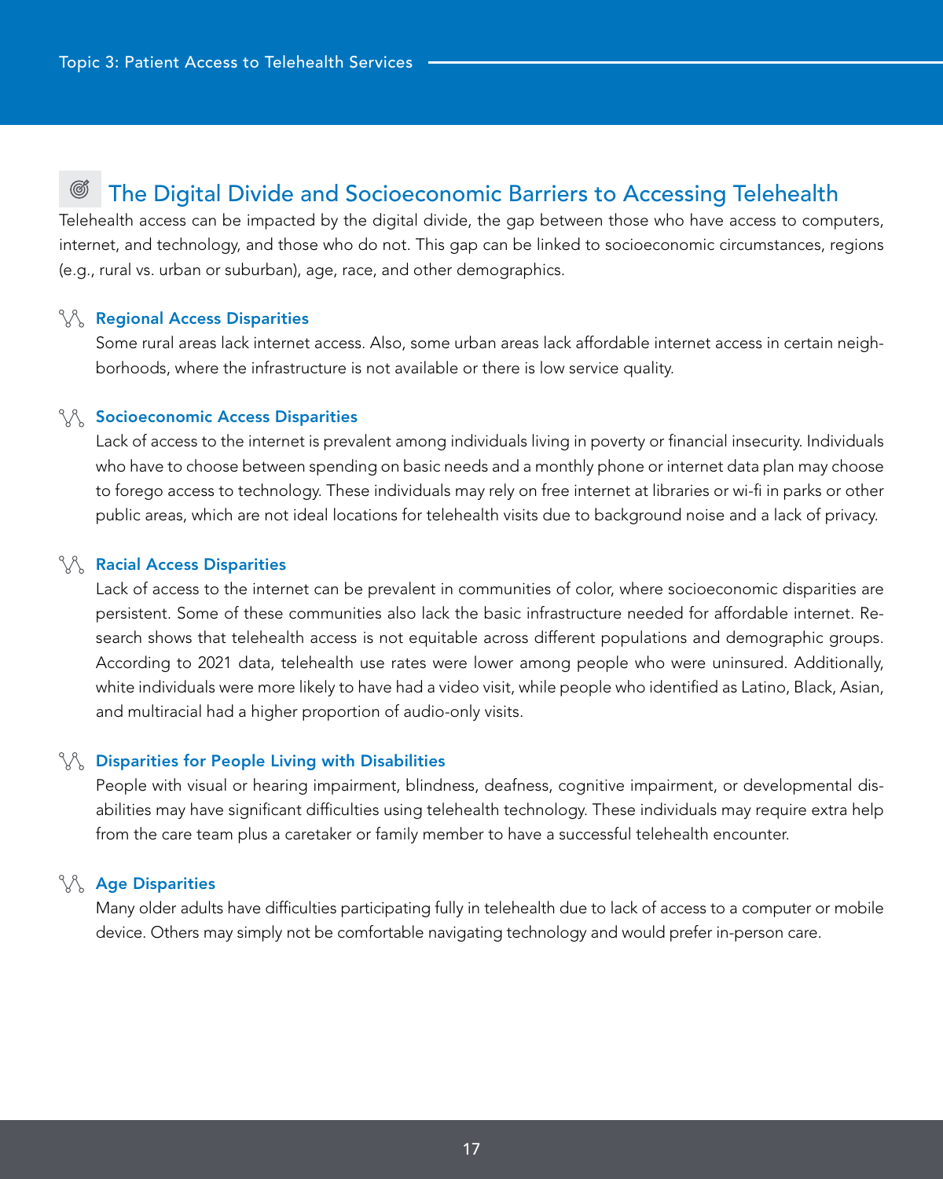## The Digital Divide and Socioeconomic Barriers to Accessing Telehealth

Telehealth access can be impacted by the digital divide, the gap between those who have access to computers, internet, and technology, and those who do not. This gap can be linked to socioeconomic circumstances, regions (e.g., rural vs. urban or suburban), age, race, and other demographics.

### Regional Access Disparities

Some rural areas lack internet access. Also, some urban areas lack affordable internet access in certain neighborhoods, where the infrastructure is not available or there is low service quality.

### Socioeconomic Access Disparities

Lack of access to the internet is prevalent among individuals living in poverty or financial insecurity. Individuals who have to choose between spending on basic needs and a monthly phone or internet data plan may choose to forego access to technology. These individuals may rely on free internet at libraries or wi-fi in parks or other public areas, which are not ideal locations for telehealth visits due to background noise and a lack of privacy.

### Racial Access Disparities

Lack of access to the internet can be prevalent in communities of color, where socioeconomic disparities are persistent. Some of these communities also lack the basic infrastructure needed for affordable internet. Research shows that telehealth access is not equitable across different populations and demographic groups. According to 2021 data, telehealth use rates were lower among people who were uninsured. Additionally, white individuals were more likely to have had a video visit, while people who identified as Latino, Black, Asian, and multiracial had a higher proportion of audio-only visits.

### Disparities for People Living with Disabilities

People with visual or hearing impairment, blindness, deafness, cognitive impairment, or developmental disabilities may have significant difficulties using telehealth technology. These individuals may require extra help from the care team plus a caretaker or family member to have a successful telehealth encounter.

### Age Disparities

Many older adults have difficulties participating fully in telehealth due to lack of access to a computer or mobile device. Others may simply not be comfortable navigating technology and would prefer in-person care.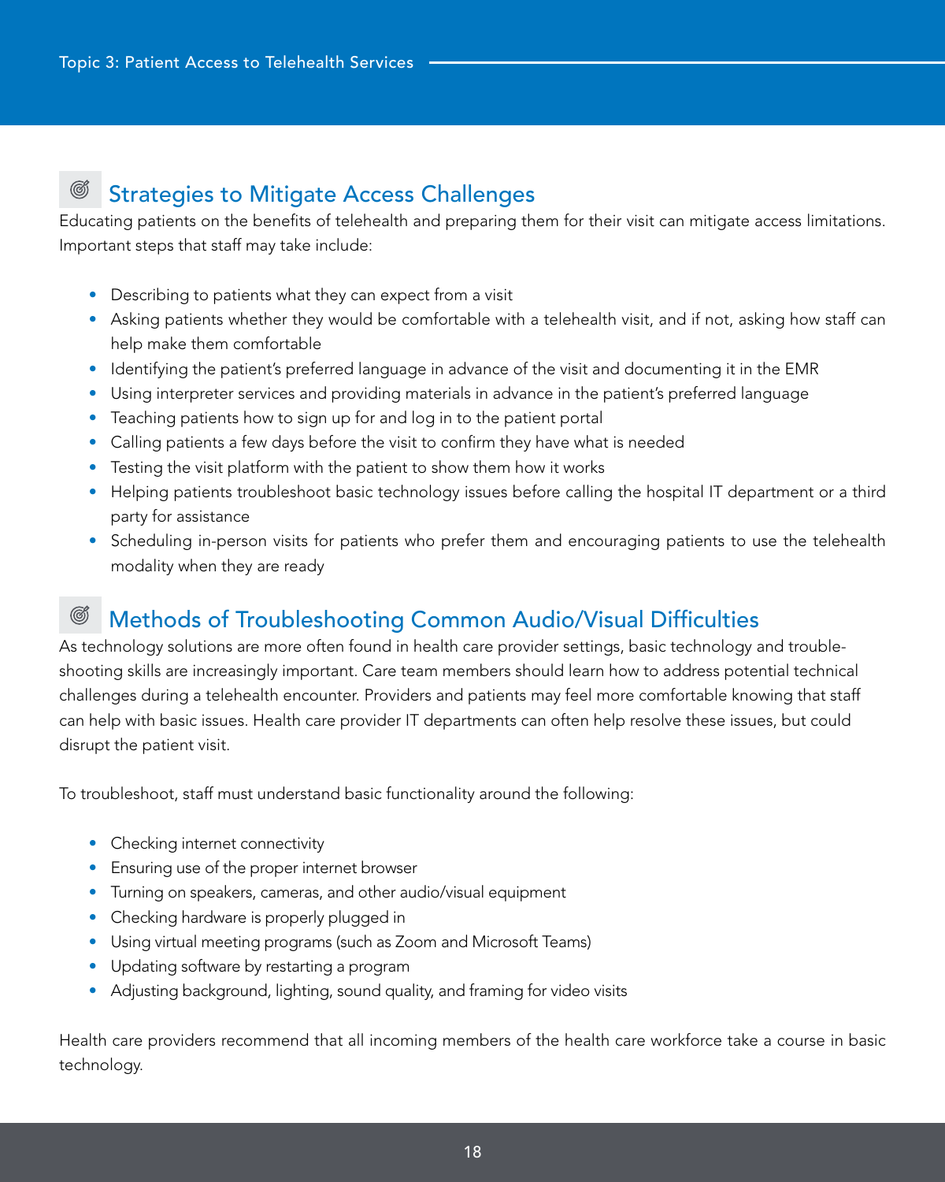## Strategies to Mitigate Access Challenges

Educating patients on the benefits of telehealth and preparing them for their visit can mitigate access limitations. Important steps that staff may take include:

- Describing to patients what they can expect from a visit
- Asking patients whether they would be comfortable with a telehealth visit, and if not, asking how staff can help make them comfortable
- Identifying the patient's preferred language in advance of the visit and documenting it in the EMR
- Using interpreter services and providing materials in advance in the patient's preferred language
- Teaching patients how to sign up for and log in to the patient portal
- Calling patients a few days before the visit to confirm they have what is needed
- Testing the visit platform with the patient to show them how it works
- Helping patients troubleshoot basic technology issues before calling the hospital IT department or a third party for assistance
- Scheduling in-person visits for patients who prefer them and encouraging patients to use the telehealth modality when they are ready

## Methods of Troubleshooting Common Audio/Visual Difficulties

As technology solutions are more often found in health care provider settings, basic technology and trouble-shooting skills are increasingly important. Care team members should learn how to address potential technical challenges during a telehealth encounter. Providers and patients may feel more comfortable knowing that staff can help with basic issues. Health care provider IT departments can often help resolve these issues, but could disrupt the patient visit.

To troubleshoot, staff must understand basic functionality around the following:

- Checking internet connectivity
- Ensuring use of the proper internet browser
- Turning on speakers, cameras, and other audio/visual equipment
- Checking hardware is properly plugged in
- Using virtual meeting programs (such as Zoom and Microsoft Teams)
- Updating software by restarting a program
- Adjusting background, lighting, sound quality, and framing for video visits

Health care providers recommend that all incoming members of the health care workforce take a course in basic technology.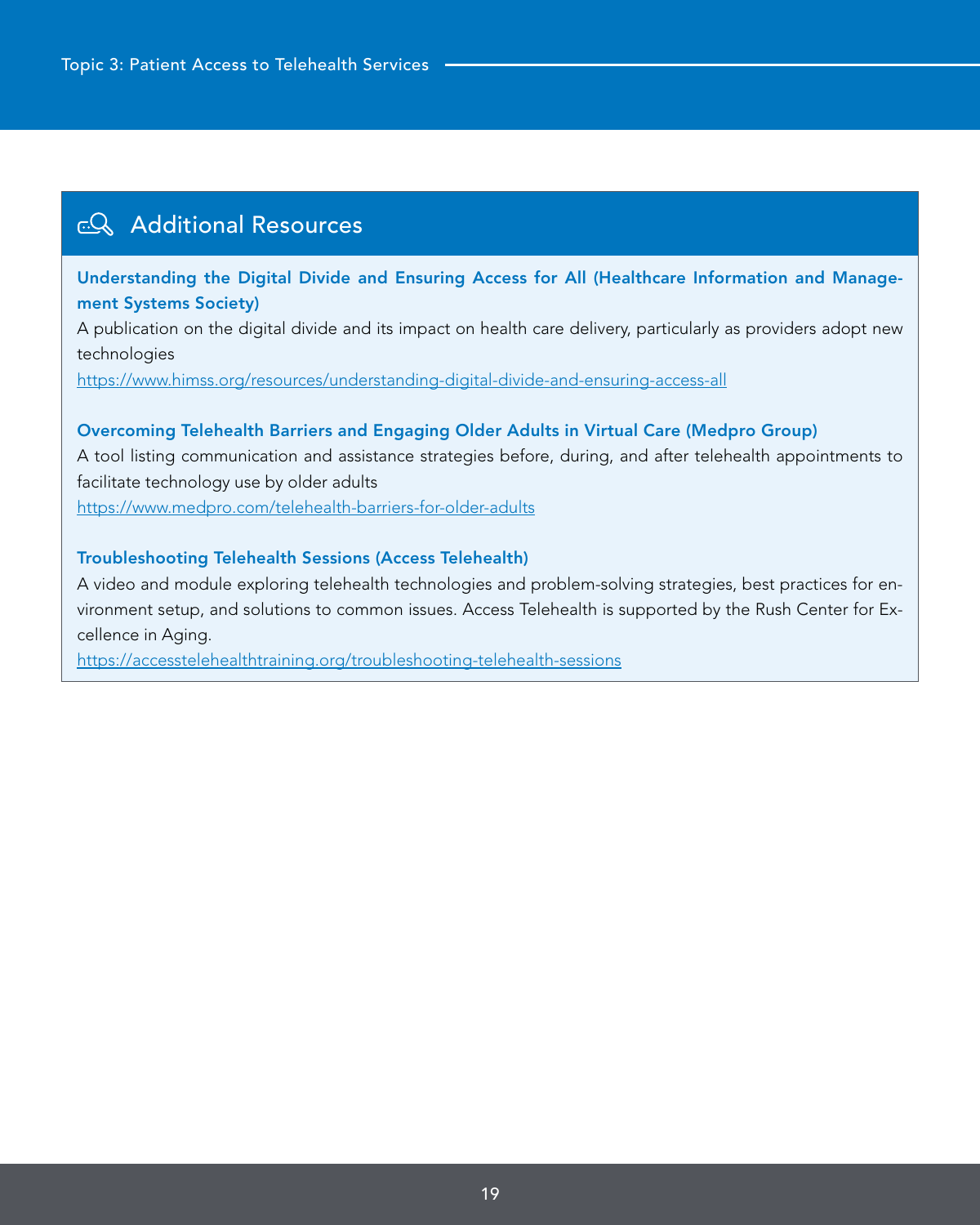## Additional Resources

**Understanding the Digital Divide and Ensuring Access for All (Healthcare Information and Management Systems Society)**

A publication on the digital divide and its impact on health care delivery, particularly as providers adopt new technologies

https://www.himss.org/resources/understanding-digital-divide-and-ensuring-access-all

**Overcoming Telehealth Barriers and Engaging Older Adults in Virtual Care (Medpro Group)**

A tool listing communication and assistance strategies before, during, and after telehealth appointments to facilitate technology use by older adults

https://www.medpro.com/telehealth-barriers-for-older-adults

**Troubleshooting Telehealth Sessions (Access Telehealth)**

A video and module exploring telehealth technologies and problem-solving strategies, best practices for environment setup, and solutions to common issues. Access Telehealth is supported by the Rush Center for Excellence in Aging.

https://accesstelehealthtraining.org/troubleshooting-telehealth-sessions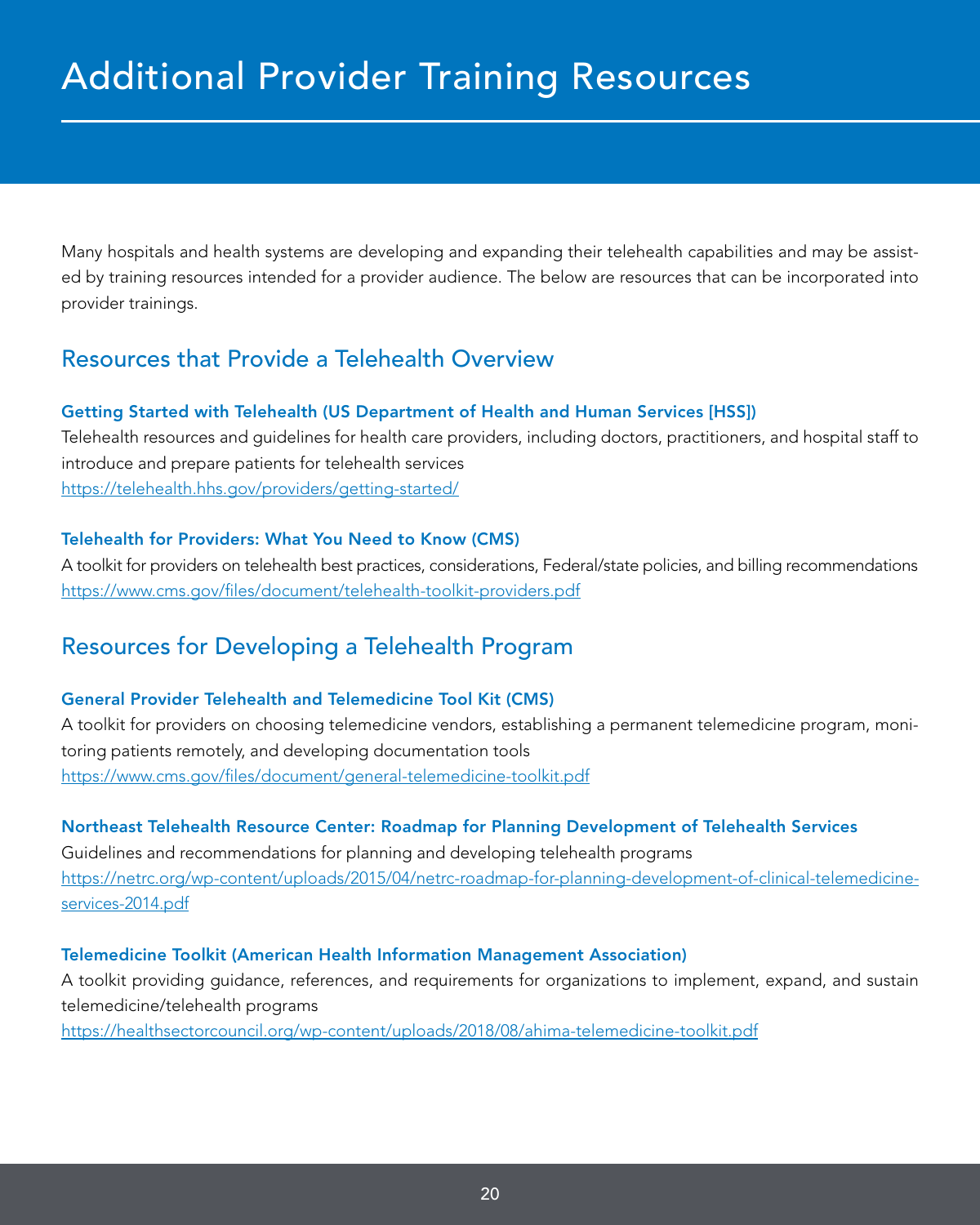# Additional Provider Training Resources

Many hospitals and health systems are developing and expanding their telehealth capabilities and may be assisted by training resources intended for a provider audience. The below are resources that can be incorporated into provider trainings.

## Resources that Provide a Telehealth Overview

### Getting Started with Telehealth (US Department of Health and Human Services [HSS])

Telehealth resources and guidelines for health care providers, including doctors, practitioners, and hospital staff to introduce and prepare patients for telehealth services
https://telehealth.hhs.gov/providers/getting-started/

### Telehealth for Providers: What You Need to Know (CMS)

A toolkit for providers on telehealth best practices, considerations, Federal/state policies, and billing recommendations
https://www.cms.gov/files/document/telehealth-toolkit-providers.pdf

## Resources for Developing a Telehealth Program

### General Provider Telehealth and Telemedicine Tool Kit (CMS)

A toolkit for providers on choosing telemedicine vendors, establishing a permanent telemedicine program, monitoring patients remotely, and developing documentation tools
https://www.cms.gov/files/document/general-telemedicine-toolkit.pdf

### Northeast Telehealth Resource Center: Roadmap for Planning Development of Telehealth Services

Guidelines and recommendations for planning and developing telehealth programs
https://netrc.org/wp-content/uploads/2015/04/netrc-roadmap-for-planning-development-of-clinical-telemedicine-services-2014.pdf

### Telemedicine Toolkit (American Health Information Management Association)

A toolkit providing guidance, references, and requirements for organizations to implement, expand, and sustain telemedicine/telehealth programs
https://healthsectorcouncil.org/wp-content/uploads/2018/08/ahima-telemedicine-toolkit.pdf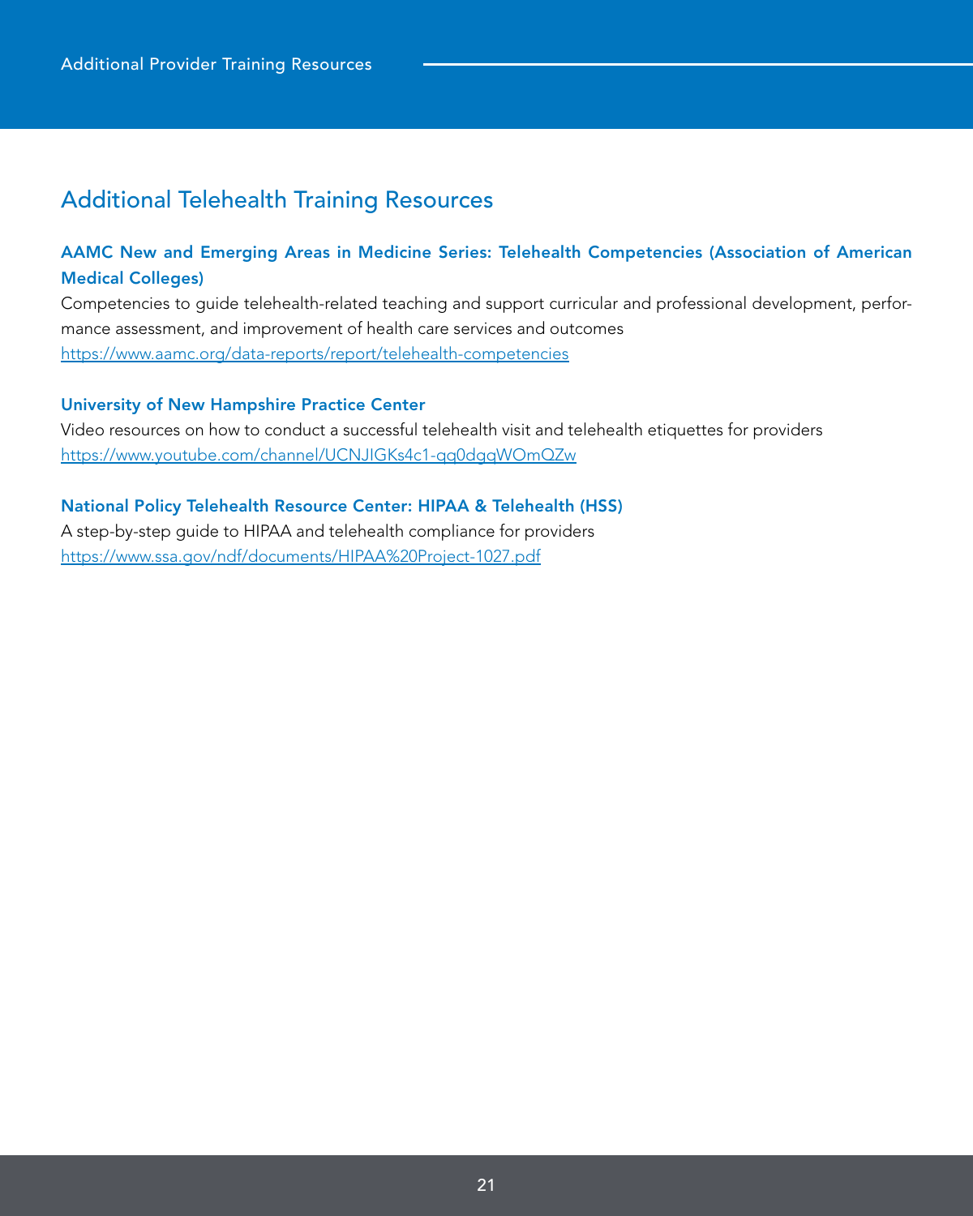## Additional Telehealth Training Resources

**AAMC New and Emerging Areas in Medicine Series: Telehealth Competencies (Association of American Medical Colleges)**
Competencies to guide telehealth-related teaching and support curricular and professional development, performance assessment, and improvement of health care services and outcomes
https://www.aamc.org/data-reports/report/telehealth-competencies

**University of New Hampshire Practice Center**
Video resources on how to conduct a successful telehealth visit and telehealth etiquettes for providers
https://www.youtube.com/channel/UCNJIGKs4c1-qq0dgqWOmQZw

**National Policy Telehealth Resource Center: HIPAA & Telehealth (HSS)**
A step-by-step guide to HIPAA and telehealth compliance for providers
https://www.ssa.gov/ndf/documents/HIPAA%20Project-1027.pdf